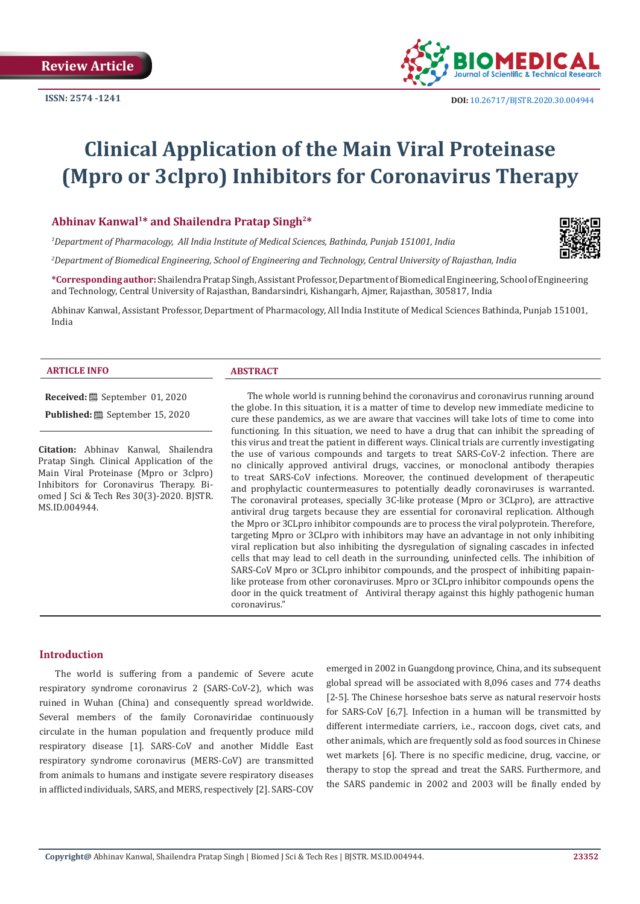Review Article

ISSN: 2574 -1241

DOI: 10.26717/BJSTR.2020.30.004944

# Clinical Application of the Main Viral Proteinase (Mpro or 3clpro) Inhibitors for Coronavirus Therapy

**Abhinav Kanwal[1]* and Shailendra Pratap Singh[2]***

[1]*Department of Pharmacology, All India Institute of Medical Sciences, Bathinda, Punjab 151001, India*

[2]*Department of Biomedical Engineering, School of Engineering and Technology, Central University of Rajasthan, India*

***Corresponding author:** Shailendra Pratap Singh, Assistant Professor, Department of Biomedical Engineering, School of Engineering and Technology, Central University of Rajasthan, Bandarsindri, Kishangarh, Ajmer, Rajasthan, 305817, India

Abhinav Kanwal, Assistant Professor, Department of Pharmacology, All India Institute of Medical Sciences Bathinda, Punjab 151001, India

### ARTICLE INFO

**Received:** September 01, 2020

**Published:** September 15, 2020

**Citation:** Abhinav Kanwal, Shailendra Pratap Singh. Clinical Application of the Main Viral Proteinase (Mpro or 3clpro) Inhibitors for Coronavirus Therapy. Biomed J Sci & Tech Res 30(3)-2020. BJSTR. MS.ID.004944.

### ABSTRACT

The whole world is running behind the coronavirus and coronavirus running around the globe. In this situation, it is a matter of time to develop new immediate medicine to cure these pandemics, as we are aware that vaccines will take lots of time to come into functioning. In this situation, we need to have a drug that can inhibit the spreading of this virus and treat the patient in different ways. Clinical trials are currently investigating the use of various compounds and targets to treat SARS-CoV-2 infection. There are no clinically approved antiviral drugs, vaccines, or monoclonal antibody therapies to treat SARS-CoV infections. Moreover, the continued development of therapeutic and prophylactic countermeasures to potentially deadly coronaviruses is warranted. The coronaviral proteases, specially 3C-like protease (Mpro or 3CLpro), are attractive antiviral drug targets because they are essential for coronaviral replication. Although the Mpro or 3CLpro inhibitor compounds are to process the viral polyprotein. Therefore, targeting Mpro or 3CLpro with inhibitors may have an advantage in not only inhibiting viral replication but also inhibiting the dysregulation of signaling cascades in infected cells that may lead to cell death in the surrounding, uninfected cells. The inhibition of SARS-CoV Mpro or 3CLpro inhibitor compounds, and the prospect of inhibiting papain-like protease from other coronaviruses. Mpro or 3CLpro inhibitor compounds opens the door in the quick treatment of Antiviral therapy against this highly pathogenic human coronavirus."

## Introduction

The world is suffering from a pandemic of Severe acute respiratory syndrome coronavirus 2 (SARS-CoV-2), which was ruined in Wuhan (China) and consequently spread worldwide. Several members of the family Coronaviridae continuously circulate in the human population and frequently produce mild respiratory disease [1]. SARS-CoV and another Middle East respiratory syndrome coronavirus (MERS-CoV) are transmitted from animals to humans and instigate severe respiratory diseases in afflicted individuals, SARS, and MERS, respectively [2]. SARS-COV emerged in 2002 in Guangdong province, China, and its subsequent global spread will be associated with 8,096 cases and 774 deaths [2-5]. The Chinese horseshoe bats serve as natural reservoir hosts for SARS-CoV [6,7]. Infection in a human will be transmitted by different intermediate carriers, i.e., raccoon dogs, civet cats, and other animals, which are frequently sold as food sources in Chinese wet markets [6]. There is no specific medicine, drug, vaccine, or therapy to stop the spread and treat the SARS. Furthermore, and the SARS pandemic in 2002 and 2003 will be finally ended by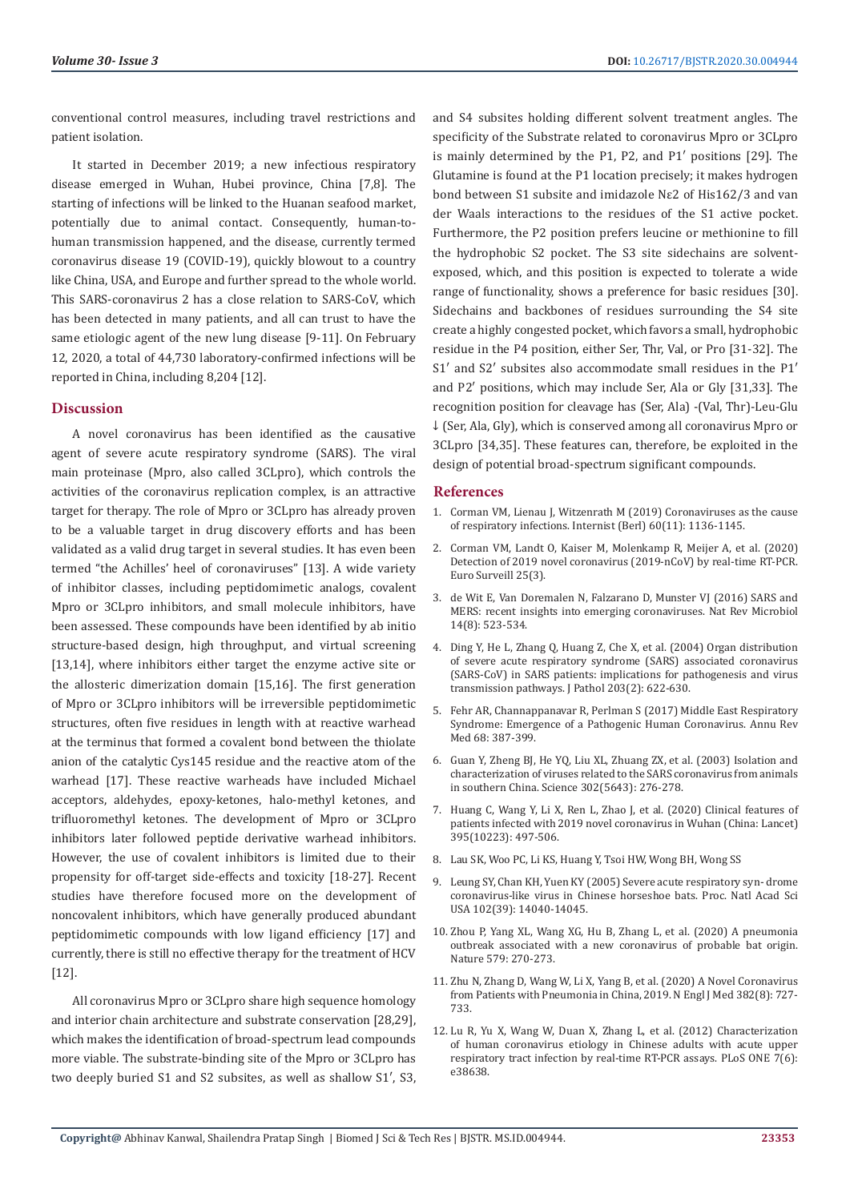conventional control measures, including travel restrictions and patient isolation.

It started in December 2019; a new infectious respiratory disease emerged in Wuhan, Hubei province, China [7,8]. The starting of infections will be linked to the Huanan seafood market, potentially due to animal contact. Consequently, human-to-human transmission happened, and the disease, currently termed coronavirus disease 19 (COVID-19), quickly blowout to a country like China, USA, and Europe and further spread to the whole world. This SARS-coronavirus 2 has a close relation to SARS-CoV, which has been detected in many patients, and all can trust to have the same etiologic agent of the new lung disease [9-11]. On February 12, 2020, a total of 44,730 laboratory-confirmed infections will be reported in China, including 8,204 [12].

## Discussion

A novel coronavirus has been identified as the causative agent of severe acute respiratory syndrome (SARS). The viral main proteinase (Mpro, also called 3CLpro), which controls the activities of the coronavirus replication complex, is an attractive target for therapy. The role of Mpro or 3CLpro has already proven to be a valuable target in drug discovery efforts and has been validated as a valid drug target in several studies. It has even been termed "the Achilles' heel of coronaviruses" [13]. A wide variety of inhibitor classes, including peptidomimetic analogs, covalent Mpro or 3CLpro inhibitors, and small molecule inhibitors, have been assessed. These compounds have been identified by ab initio structure-based design, high throughput, and virtual screening [13,14], where inhibitors either target the enzyme active site or the allosteric dimerization domain [15,16]. The first generation of Mpro or 3CLpro inhibitors will be irreversible peptidomimetic structures, often five residues in length with at reactive warhead at the terminus that formed a covalent bond between the thiolate anion of the catalytic Cys145 residue and the reactive atom of the warhead [17]. These reactive warheads have included Michael acceptors, aldehydes, epoxy-ketones, halo-methyl ketones, and trifluoromethyl ketones. The development of Mpro or 3CLpro inhibitors later followed peptide derivative warhead inhibitors. However, the use of covalent inhibitors is limited due to their propensity for off-target side-effects and toxicity [18-27]. Recent studies have therefore focused more on the development of noncovalent inhibitors, which have generally produced abundant peptidomimetic compounds with low ligand efficiency [17] and currently, there is still no effective therapy for the treatment of HCV [12].

All coronavirus Mpro or 3CLpro share high sequence homology and interior chain architecture and substrate conservation [28,29], which makes the identification of broad-spectrum lead compounds more viable. The substrate-binding site of the Mpro or 3CLpro has two deeply buried S1 and S2 subsites, as well as shallow S1′, S3, and S4 subsites holding different solvent treatment angles. The specificity of the Substrate related to coronavirus Mpro or 3CLpro is mainly determined by the P1, P2, and P1′ positions [29]. The Glutamine is found at the P1 location precisely; it makes hydrogen bond between S1 subsite and imidazole Nε2 of His162/3 and van der Waals interactions to the residues of the S1 active pocket. Furthermore, the P2 position prefers leucine or methionine to fill the hydrophobic S2 pocket. The S3 site sidechains are solvent-exposed, which, and this position is expected to tolerate a wide range of functionality, shows a preference for basic residues [30]. Sidechains and backbones of residues surrounding the S4 site create a highly congested pocket, which favors a small, hydrophobic residue in the P4 position, either Ser, Thr, Val, or Pro [31-32]. The S1′ and S2′ subsites also accommodate small residues in the P1′ and P2′ positions, which may include Ser, Ala or Gly [31,33]. The recognition position for cleavage has (Ser, Ala) -(Val, Thr)-Leu-Glu ↓ (Ser, Ala, Gly), which is conserved among all coronavirus Mpro or 3CLpro [34,35]. These features can, therefore, be exploited in the design of potential broad-spectrum significant compounds.

## References

1. Corman VM, Lienau J, Witzenrath M (2019) Coronaviruses as the cause of respiratory infections. Internist (Berl) 60(11): 1136-1145.
2. Corman VM, Landt O, Kaiser M, Molenkamp R, Meijer A, et al. (2020) Detection of 2019 novel coronavirus (2019-nCoV) by real-time RT-PCR. Euro Surveill 25(3).
3. de Wit E, Van Doremalen N, Falzarano D, Munster VJ (2016) SARS and MERS: recent insights into emerging coronaviruses. Nat Rev Microbiol 14(8): 523-534.
4. Ding Y, He L, Zhang Q, Huang Z, Che X, et al. (2004) Organ distribution of severe acute respiratory syndrome (SARS) associated coronavirus (SARS-CoV) in SARS patients: implications for pathogenesis and virus transmission pathways. J Pathol 203(2): 622-630.
5. Fehr AR, Channappanavar R, Perlman S (2017) Middle East Respiratory Syndrome: Emergence of a Pathogenic Human Coronavirus. Annu Rev Med 68: 387-399.
6. Guan Y, Zheng BJ, He YQ, Liu XL, Zhuang ZX, et al. (2003) Isolation and characterization of viruses related to the SARS coronavirus from animals in southern China. Science 302(5643): 276-278.
7. Huang C, Wang Y, Li X, Ren L, Zhao J, et al. (2020) Clinical features of patients infected with 2019 novel coronavirus in Wuhan (China: Lancet) 395(10223): 497-506.
8. Lau SK, Woo PC, Li KS, Huang Y, Tsoi HW, Wong BH, Wong SS
9. Leung SY, Chan KH, Yuen KY (2005) Severe acute respiratory syn- drome coronavirus-like virus in Chinese horseshoe bats. Proc. Natl Acad Sci USA 102(39): 14040-14045.
10. Zhou P, Yang XL, Wang XG, Hu B, Zhang L, et al. (2020) A pneumonia outbreak associated with a new coronavirus of probable bat origin. Nature 579: 270-273.
11. Zhu N, Zhang D, Wang W, Li X, Yang B, et al. (2020) A Novel Coronavirus from Patients with Pneumonia in China, 2019. N Engl J Med 382(8): 727-733.
12. Lu R, Yu X, Wang W, Duan X, Zhang L, et al. (2012) Characterization of human coronavirus etiology in Chinese adults with acute upper respiratory tract infection by real-time RT-PCR assays. PLoS ONE 7(6): e38638.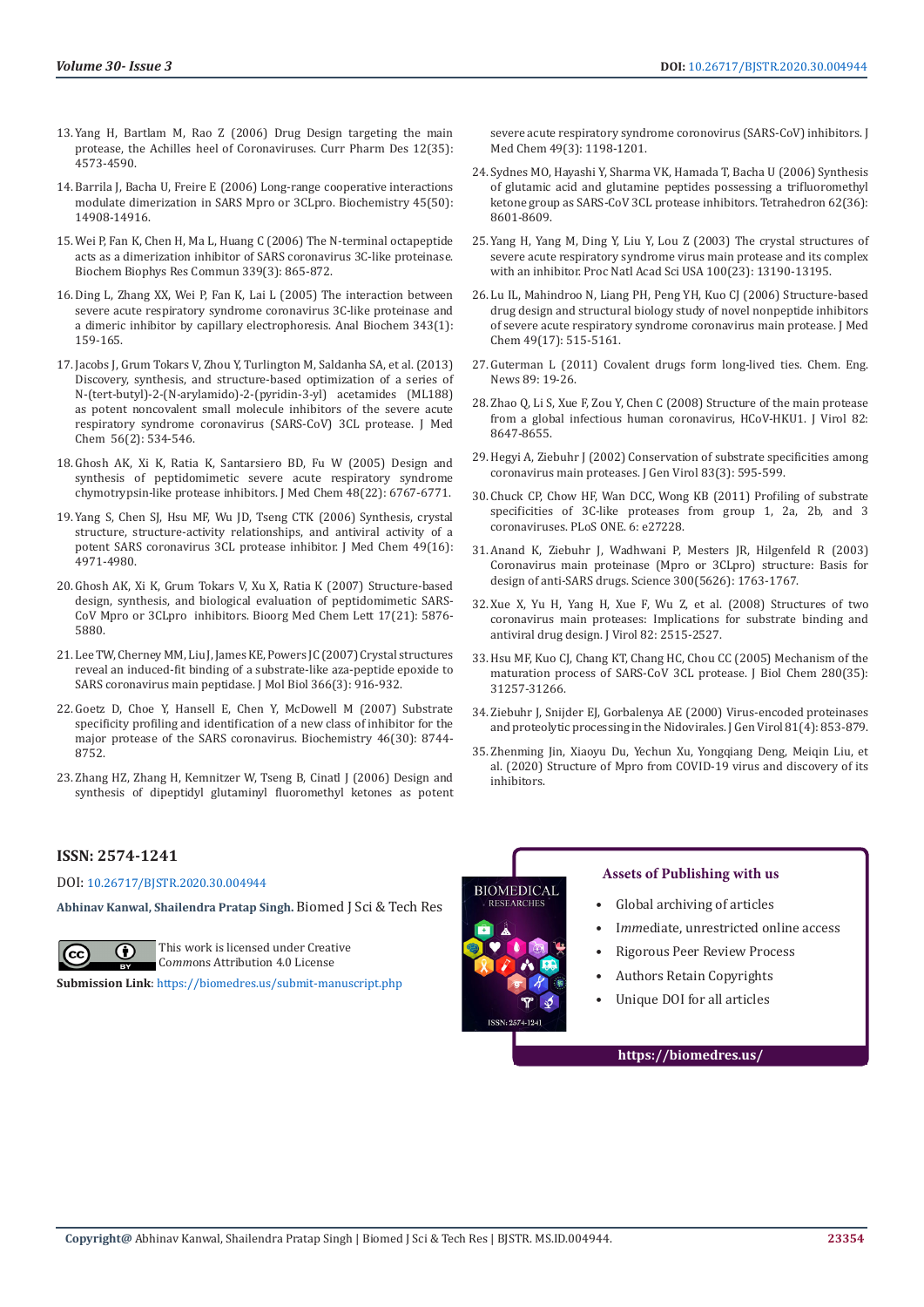13. Yang H, Bartlam M, Rao Z (2006) Drug Design targeting the main protease, the Achilles heel of Coronaviruses. Curr Pharm Des 12(35): 4573-4590.
14. Barrila J, Bacha U, Freire E (2006) Long-range cooperative interactions modulate dimerization in SARS Mpro or 3CLpro. Biochemistry 45(50): 14908-14916.
15. Wei P, Fan K, Chen H, Ma L, Huang C (2006) The N-terminal octapeptide acts as a dimerization inhibitor of SARS coronavirus 3C-like proteinase. Biochem Biophys Res Commun 339(3): 865-872.
16. Ding L, Zhang XX, Wei P, Fan K, Lai L (2005) The interaction between severe acute respiratory syndrome coronavirus 3C-like proteinase and a dimeric inhibitor by capillary electrophoresis. Anal Biochem 343(1): 159-165.
17. Jacobs J, Grum Tokars V, Zhou Y, Turlington M, Saldanha SA, et al. (2013) Discovery, synthesis, and structure-based optimization of a series of N-(tert-butyl)-2-(N-arylamido)-2-(pyridin-3-yl) acetamides (ML188) as potent noncovalent small molecule inhibitors of the severe acute respiratory syndrome coronavirus (SARS-CoV) 3CL protease. J Med Chem 56(2): 534-546.
18. Ghosh AK, Xi K, Ratia K, Santarsiero BD, Fu W (2005) Design and synthesis of peptidomimetic severe acute respiratory syndrome chymotrypsin-like protease inhibitors. J Med Chem 48(22): 6767-6771.
19. Yang S, Chen SJ, Hsu MF, Wu JD, Tseng CTK (2006) Synthesis, crystal structure, structure-activity relationships, and antiviral activity of a potent SARS coronavirus 3CL protease inhibitor. J Med Chem 49(16): 4971-4980.
20. Ghosh AK, Xi K, Grum Tokars V, Xu X, Ratia K (2007) Structure-based design, synthesis, and biological evaluation of peptidomimetic SARS-CoV Mpro or 3CLpro inhibitors. Bioorg Med Chem Lett 17(21): 5876-5880.
21. Lee TW, Cherney MM, Liu J, James KE, Powers JC (2007) Crystal structures reveal an induced-fit binding of a substrate-like aza-peptide epoxide to SARS coronavirus main peptidase. J Mol Biol 366(3): 916-932.
22. Goetz D, Choe Y, Hansell E, Chen Y, McDowell M (2007) Substrate specificity profiling and identification of a new class of inhibitor for the major protease of the SARS coronavirus. Biochemistry 46(30): 8744-8752.
23. Zhang HZ, Zhang H, Kemnitzer W, Tseng B, Cinatl J (2006) Design and synthesis of dipeptidyl glutaminyl fluoromethyl ketones as potent severe acute respiratory syndrome coronovirus (SARS-CoV) inhibitors. J Med Chem 49(3): 1198-1201.
24. Sydnes MO, Hayashi Y, Sharma VK, Hamada T, Bacha U (2006) Synthesis of glutamic acid and glutamine peptides possessing a trifluoromethyl ketone group as SARS-CoV 3CL protease inhibitors. Tetrahedron 62(36): 8601-8609.
25. Yang H, Yang M, Ding Y, Liu Y, Lou Z (2003) The crystal structures of severe acute respiratory syndrome virus main protease and its complex with an inhibitor. Proc Natl Acad Sci USA 100(23): 13190-13195.
26. Lu IL, Mahindroo N, Liang PH, Peng YH, Kuo CJ (2006) Structure-based drug design and structural biology study of novel nonpeptide inhibitors of severe acute respiratory syndrome coronavirus main protease. J Med Chem 49(17): 515-5161.
27. Guterman L (2011) Covalent drugs form long-lived ties. Chem. Eng. News 89: 19-26.
28. Zhao Q, Li S, Xue F, Zou Y, Chen C (2008) Structure of the main protease from a global infectious human coronavirus, HCoV-HKU1. J Virol 82: 8647-8655.
29. Hegyi A, Ziebuhr J (2002) Conservation of substrate specificities among coronavirus main proteases. J Gen Virol 83(3): 595-599.
30. Chuck CP, Chow HF, Wan DCC, Wong KB (2011) Profiling of substrate specificities of 3C-like proteases from group 1, 2a, 2b, and 3 coronaviruses. PLoS ONE. 6: e27228.
31. Anand K, Ziebuhr J, Wadhwani P, Mesters JR, Hilgenfeld R (2003) Coronavirus main proteinase (Mpro or 3CLpro) structure: Basis for design of anti-SARS drugs. Science 300(5626): 1763-1767.
32. Xue X, Yu H, Yang H, Xue F, Wu Z, et al. (2008) Structures of two coronavirus main proteases: Implications for substrate binding and antiviral drug design. J Virol 82: 2515-2527.
33. Hsu MF, Kuo CJ, Chang KT, Chang HC, Chou CC (2005) Mechanism of the maturation process of SARS-CoV 3CL protease. J Biol Chem 280(35): 31257-31266.
34. Ziebuhr J, Snijder EJ, Gorbalenya AE (2000) Virus-encoded proteinases and proteolytic processing in the Nidovirales. J Gen Virol 81(4): 853-879.
35. Zhenming Jin, Xiaoyu Du, Yechun Xu, Yongqiang Deng, Meiqin Liu, et al. (2020) Structure of Mpro from COVID-19 virus and discovery of its inhibitors.

**ISSN: 2574-1241**

DOI: 10.26717/BJSTR.2020.30.004944

**Abhinav Kanwal, Shailendra Pratap Singh.** Biomed J Sci & Tech Res

This work is licensed under Creative Commons Attribution 4.0 License

**Submission Link**: https://biomedres.us/submit-manuscript.php

**Assets of Publishing with us**

- Global archiving of articles
- Immediate, unrestricted online access
- Rigorous Peer Review Process
- Authors Retain Copyrights
- Unique DOI for all articles

**https://biomedres.us/**